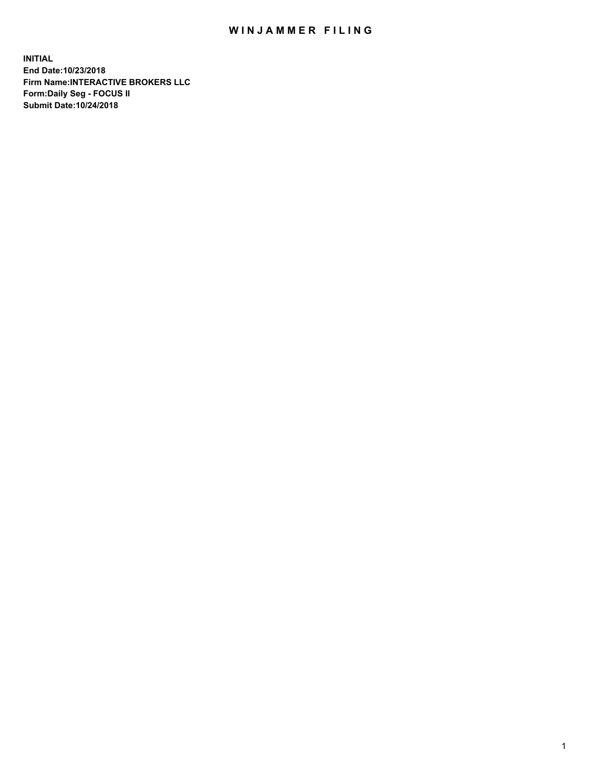# WINJAMMER FILING

**INITIAL**
**End Date:10/23/2018**
**Firm Name:INTERACTIVE BROKERS LLC**
**Form:Daily Seg - FOCUS II**
**Submit Date:10/24/2018**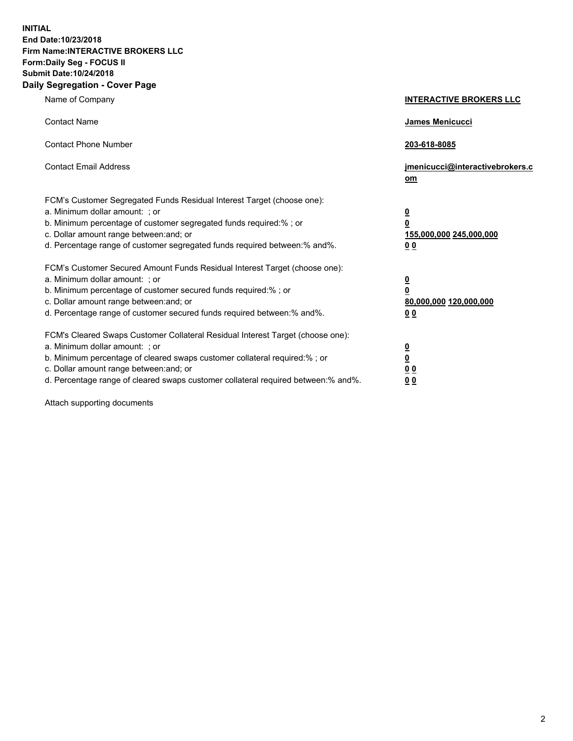**INITIAL**
**End Date:10/23/2018**
**Firm Name:INTERACTIVE BROKERS LLC**
**Form:Daily Seg - FOCUS II**
**Submit Date:10/24/2018**

## Daily Segregation - Cover Page

| | |
|---|---|
| Name of Company | **INTERACTIVE BROKERS LLC** |
| Contact Name | **James Menicucci** |
| Contact Phone Number | **203-618-8085** |
| Contact Email Address | **jmenicucci@interactivebrokers.com** |

FCM's Customer Segregated Funds Residual Interest Target (choose one):

| | |
|---|---|
| a. Minimum dollar amount: ; or | **0** |
| b. Minimum percentage of customer segregated funds required:% ; or | **0** |
| c. Dollar amount range between:and; or | **155,000,000 245,000,000** |
| d. Percentage range of customer segregated funds required between:% and%. | **0 0** |

FCM's Customer Secured Amount Funds Residual Interest Target (choose one):

| | |
|---|---|
| a. Minimum dollar amount: ; or | **0** |
| b. Minimum percentage of customer secured funds required:% ; or | **0** |
| c. Dollar amount range between:and; or | **80,000,000 120,000,000** |
| d. Percentage range of customer secured funds required between:% and%. | **0 0** |

FCM's Cleared Swaps Customer Collateral Residual Interest Target (choose one):

| | |
|---|---|
| a. Minimum dollar amount: ; or | **0** |
| b. Minimum percentage of cleared swaps customer collateral required:% ; or | **0** |
| c. Dollar amount range between:and; or | **0 0** |
| d. Percentage range of cleared swaps customer collateral required between:% and%. | **0 0** |

Attach supporting documents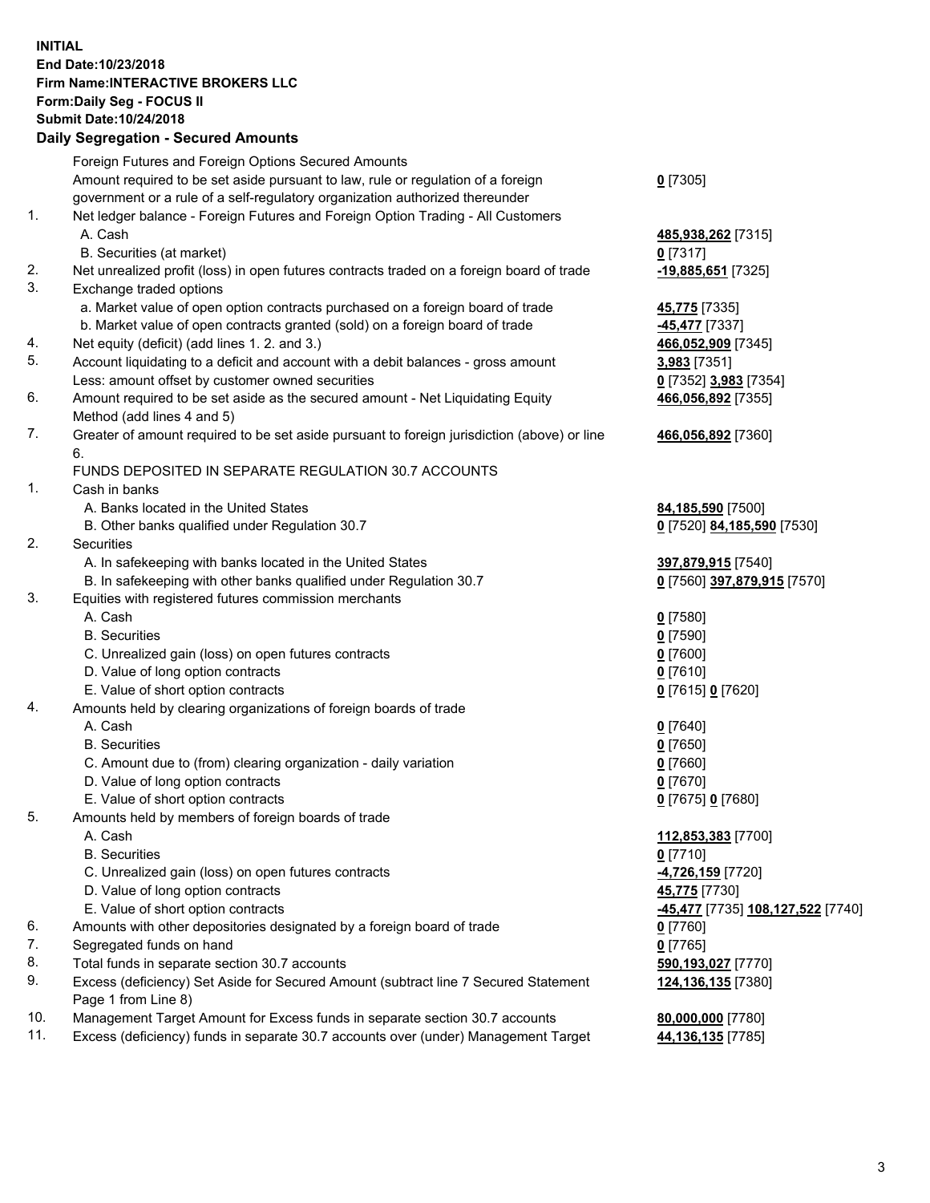**INITIAL**
**End Date:10/23/2018**
**Firm Name:INTERACTIVE BROKERS LLC**
**Form:Daily Seg - FOCUS II**
**Submit Date:10/24/2018**

### Daily Segregation - Secured Amounts

| | | |
|---|---|---|
| | Foreign Futures and Foreign Options Secured Amounts | |
| | Amount required to be set aside pursuant to law, rule or regulation of a foreign government or a rule of a self-regulatory organization authorized thereunder | **0** [7305] |
| 1. | Net ledger balance - Foreign Futures and Foreign Option Trading - All Customers | |
| | A. Cash | **485,938,262** [7315] |
| | B. Securities (at market) | **0** [7317] |
| 2. | Net unrealized profit (loss) in open futures contracts traded on a foreign board of trade | **-19,885,651** [7325] |
| 3. | Exchange traded options | |
| | a. Market value of open option contracts purchased on a foreign board of trade | **45,775** [7335] |
| | b. Market value of open contracts granted (sold) on a foreign board of trade | **-45,477** [7337] |
| 4. | Net equity (deficit) (add lines 1. 2. and 3.) | **466,052,909** [7345] |
| 5. | Account liquidating to a deficit and account with a debit balances - gross amount | **3,983** [7351] |
| | Less: amount offset by customer owned securities | **0** [7352] **3,983** [7354] |
| 6. | Amount required to be set aside as the secured amount - Net Liquidating Equity Method (add lines 4 and 5) | **466,056,892** [7355] |
| 7. | Greater of amount required to be set aside pursuant to foreign jurisdiction (above) or line 6. | **466,056,892** [7360] |
| | FUNDS DEPOSITED IN SEPARATE REGULATION 30.7 ACCOUNTS | |
| 1. | Cash in banks | |
| | A. Banks located in the United States | **84,185,590** [7500] |
| | B. Other banks qualified under Regulation 30.7 | **0** [7520] **84,185,590** [7530] |
| 2. | Securities | |
| | A. In safekeeping with banks located in the United States | **397,879,915** [7540] |
| | B. In safekeeping with other banks qualified under Regulation 30.7 | **0** [7560] **397,879,915** [7570] |
| 3. | Equities with registered futures commission merchants | |
| | A. Cash | **0** [7580] |
| | B. Securities | **0** [7590] |
| | C. Unrealized gain (loss) on open futures contracts | **0** [7600] |
| | D. Value of long option contracts | **0** [7610] |
| | E. Value of short option contracts | **0** [7615] **0** [7620] |
| 4. | Amounts held by clearing organizations of foreign boards of trade | |
| | A. Cash | **0** [7640] |
| | B. Securities | **0** [7650] |
| | C. Amount due to (from) clearing organization - daily variation | **0** [7660] |
| | D. Value of long option contracts | **0** [7670] |
| | E. Value of short option contracts | **0** [7675] **0** [7680] |
| 5. | Amounts held by members of foreign boards of trade | |
| | A. Cash | **112,853,383** [7700] |
| | B. Securities | **0** [7710] |
| | C. Unrealized gain (loss) on open futures contracts | **-4,726,159** [7720] |
| | D. Value of long option contracts | **45,775** [7730] |
| | E. Value of short option contracts | **-45,477** [7735] **108,127,522** [7740] |
| 6. | Amounts with other depositories designated by a foreign board of trade | **0** [7760] |
| 7. | Segregated funds on hand | **0** [7765] |
| 8. | Total funds in separate section 30.7 accounts | **590,193,027** [7770] |
| 9. | Excess (deficiency) Set Aside for Secured Amount (subtract line 7 Secured Statement Page 1 from Line 8) | **124,136,135** [7380] |
| 10. | Management Target Amount for Excess funds in separate section 30.7 accounts | **80,000,000** [7780] |
| 11. | Excess (deficiency) funds in separate 30.7 accounts over (under) Management Target | **44,136,135** [7785] |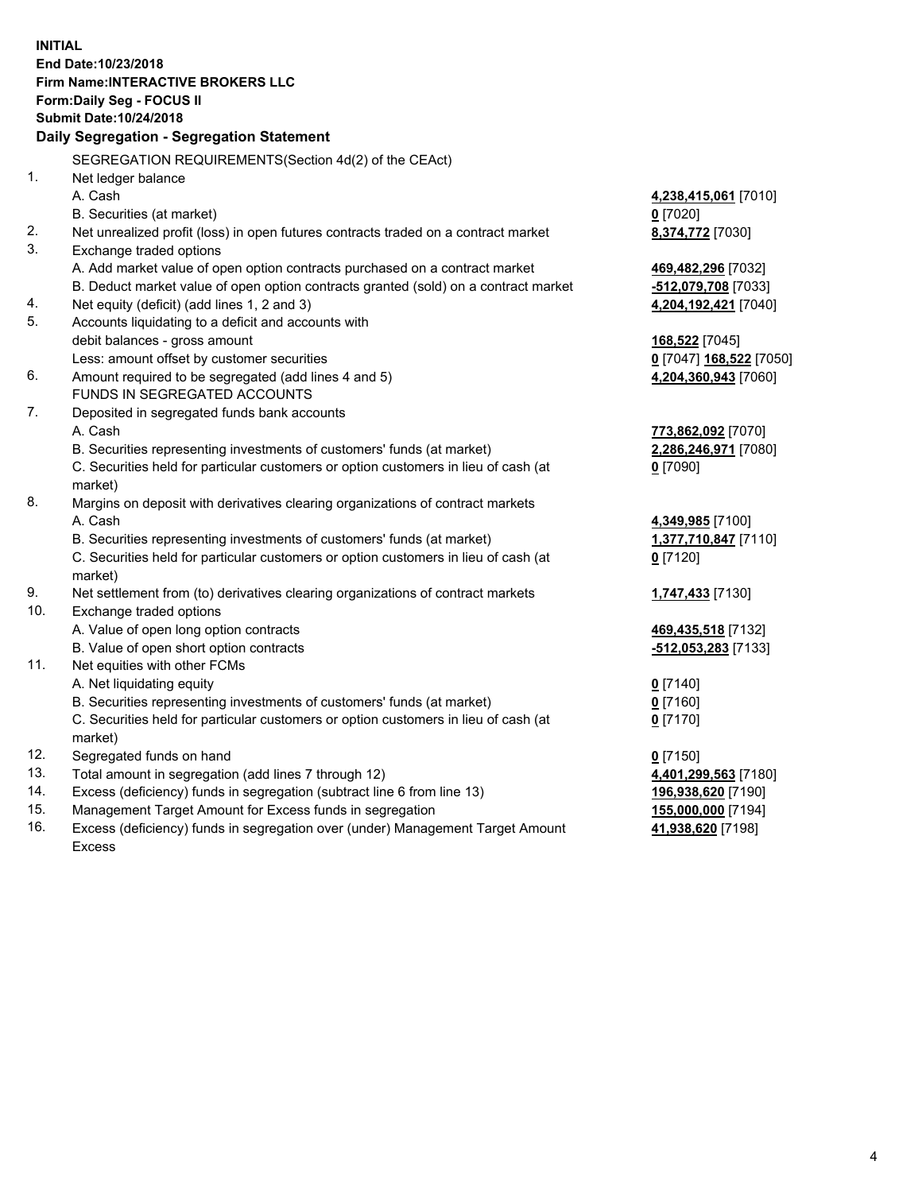**INITIAL**
**End Date:10/23/2018**
**Firm Name:INTERACTIVE BROKERS LLC**
**Form:Daily Seg - FOCUS II**
**Submit Date:10/24/2018**

## Daily Segregation - Segregation Statement

| | | |
|---|---|---|
| | SEGREGATION REQUIREMENTS(Section 4d(2) of the CEAct) | |
| 1. | Net ledger balance | |
| | A. Cash | **4,238,415,061** [7010] |
| | B. Securities (at market) | **0** [7020] |
| 2. | Net unrealized profit (loss) in open futures contracts traded on a contract market | **8,374,772** [7030] |
| 3. | Exchange traded options | |
| | A. Add market value of open option contracts purchased on a contract market | **469,482,296** [7032] |
| | B. Deduct market value of open option contracts granted (sold) on a contract market | **-512,079,708** [7033] |
| 4. | Net equity (deficit) (add lines 1, 2 and 3) | **4,204,192,421** [7040] |
| 5. | Accounts liquidating to a deficit and accounts with | |
| | debit balances - gross amount | **168,522** [7045] |
| | Less: amount offset by customer securities | **0** [7047] **168,522** [7050] |
| 6. | Amount required to be segregated (add lines 4 and 5) | **4,204,360,943** [7060] |
| | FUNDS IN SEGREGATED ACCOUNTS | |
| 7. | Deposited in segregated funds bank accounts | |
| | A. Cash | **773,862,092** [7070] |
| | B. Securities representing investments of customers' funds (at market) | **2,286,246,971** [7080] |
| | C. Securities held for particular customers or option customers in lieu of cash (at market) | **0** [7090] |
| 8. | Margins on deposit with derivatives clearing organizations of contract markets | |
| | A. Cash | **4,349,985** [7100] |
| | B. Securities representing investments of customers' funds (at market) | **1,377,710,847** [7110] |
| | C. Securities held for particular customers or option customers in lieu of cash (at market) | **0** [7120] |
| 9. | Net settlement from (to) derivatives clearing organizations of contract markets | **1,747,433** [7130] |
| 10. | Exchange traded options | |
| | A. Value of open long option contracts | **469,435,518** [7132] |
| | B. Value of open short option contracts | **-512,053,283** [7133] |
| 11. | Net equities with other FCMs | |
| | A. Net liquidating equity | **0** [7140] |
| | B. Securities representing investments of customers' funds (at market) | **0** [7160] |
| | C. Securities held for particular customers or option customers in lieu of cash (at market) | **0** [7170] |
| 12. | Segregated funds on hand | **0** [7150] |
| 13. | Total amount in segregation (add lines 7 through 12) | **4,401,299,563** [7180] |
| 14. | Excess (deficiency) funds in segregation (subtract line 6 from line 13) | **196,938,620** [7190] |
| 15. | Management Target Amount for Excess funds in segregation | **155,000,000** [7194] |
| 16. | Excess (deficiency) funds in segregation over (under) Management Target Amount Excess | **41,938,620** [7198] |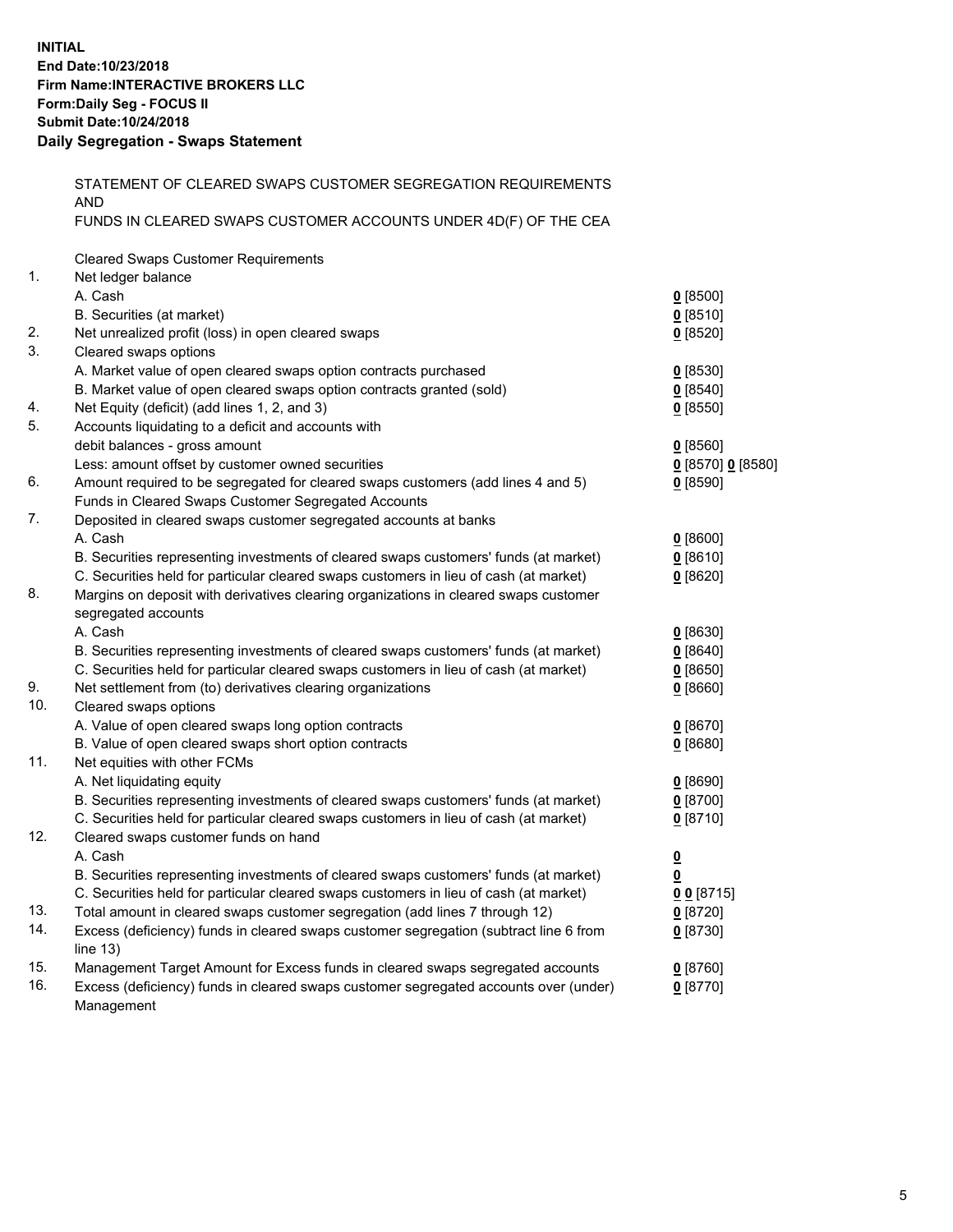**INITIAL**
**End Date:10/23/2018**
**Firm Name:INTERACTIVE BROKERS LLC**
**Form:Daily Seg - FOCUS II**
**Submit Date:10/24/2018**
**Daily Segregation - Swaps Statement**

STATEMENT OF CLEARED SWAPS CUSTOMER SEGREGATION REQUIREMENTS AND FUNDS IN CLEARED SWAPS CUSTOMER ACCOUNTS UNDER 4D(F) OF THE CEA

| | | |
|---|---|---|
| | Cleared Swaps Customer Requirements | |
| 1. | Net ledger balance | |
| | A. Cash | 0 [8500] |
| | B. Securities (at market) | 0 [8510] |
| 2. | Net unrealized profit (loss) in open cleared swaps | 0 [8520] |
| 3. | Cleared swaps options | |
| | A. Market value of open cleared swaps option contracts purchased | 0 [8530] |
| | B. Market value of open cleared swaps option contracts granted (sold) | 0 [8540] |
| 4. | Net Equity (deficit) (add lines 1, 2, and 3) | 0 [8550] |
| 5. | Accounts liquidating to a deficit and accounts with debit balances - gross amount | 0 [8560] |
| | Less: amount offset by customer owned securities | 0 [8570] 0 [8580] |
| 6. | Amount required to be segregated for cleared swaps customers (add lines 4 and 5) | 0 [8590] |
| | Funds in Cleared Swaps Customer Segregated Accounts | |
| 7. | Deposited in cleared swaps customer segregated accounts at banks | |
| | A. Cash | 0 [8600] |
| | B. Securities representing investments of cleared swaps customers' funds (at market) | 0 [8610] |
| | C. Securities held for particular cleared swaps customers in lieu of cash (at market) | 0 [8620] |
| 8. | Margins on deposit with derivatives clearing organizations in cleared swaps customer segregated accounts | |
| | A. Cash | 0 [8630] |
| | B. Securities representing investments of cleared swaps customers' funds (at market) | 0 [8640] |
| | C. Securities held for particular cleared swaps customers in lieu of cash (at market) | 0 [8650] |
| 9. | Net settlement from (to) derivatives clearing organizations | 0 [8660] |
| 10. | Cleared swaps options | |
| | A. Value of open cleared swaps long option contracts | 0 [8670] |
| | B. Value of open cleared swaps short option contracts | 0 [8680] |
| 11. | Net equities with other FCMs | |
| | A. Net liquidating equity | 0 [8690] |
| | B. Securities representing investments of cleared swaps customers' funds (at market) | 0 [8700] |
| | C. Securities held for particular cleared swaps customers in lieu of cash (at market) | 0 [8710] |
| 12. | Cleared swaps customer funds on hand | |
| | A. Cash | 0 |
| | B. Securities representing investments of cleared swaps customers' funds (at market) | 0 |
| | C. Securities held for particular cleared swaps customers in lieu of cash (at market) | 0 0 [8715] |
| 13. | Total amount in cleared swaps customer segregation (add lines 7 through 12) | 0 [8720] |
| 14. | Excess (deficiency) funds in cleared swaps customer segregation (subtract line 6 from line 13) | 0 [8730] |
| 15. | Management Target Amount for Excess funds in cleared swaps segregated accounts | 0 [8760] |
| 16. | Excess (deficiency) funds in cleared swaps customer segregated accounts over (under) Management | 0 [8770] |